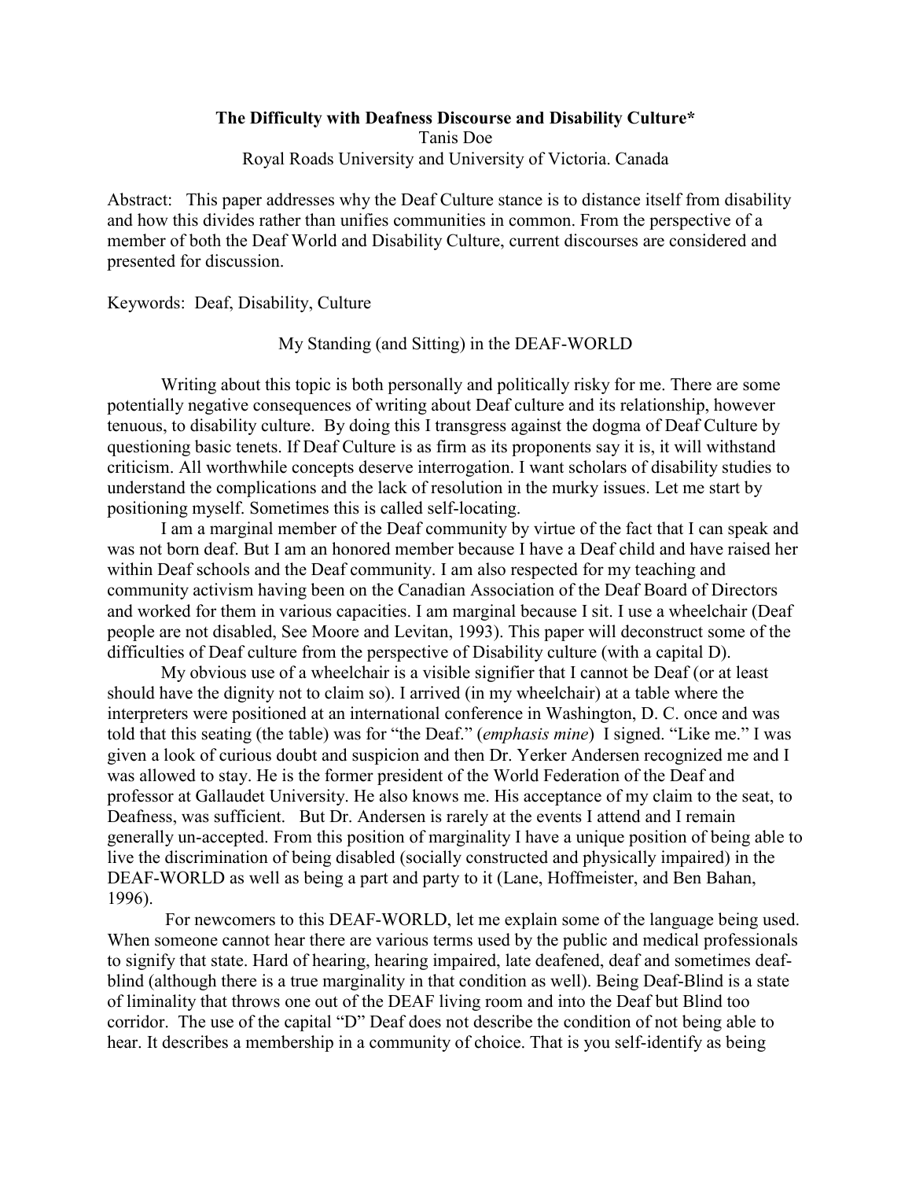# The Difficulty with Deafness Discourse and Disability Culture*

Tanis Doe

Royal Roads University and University of Victoria. Canada

Abstract: This paper addresses why the Deaf Culture stance is to distance itself from disability and how this divides rather than unifies communities in common. From the perspective of a member of both the Deaf World and Disability Culture, current discourses are considered and presented for discussion.

Keywords: Deaf, Disability, Culture

## My Standing (and Sitting) in the DEAF-WORLD

Writing about this topic is both personally and politically risky for me. There are some potentially negative consequences of writing about Deaf culture and its relationship, however tenuous, to disability culture. By doing this I transgress against the dogma of Deaf Culture by questioning basic tenets. If Deaf Culture is as firm as its proponents say it is, it will withstand criticism. All worthwhile concepts deserve interrogation. I want scholars of disability studies to understand the complications and the lack of resolution in the murky issues. Let me start by positioning myself. Sometimes this is called self-locating.

I am a marginal member of the Deaf community by virtue of the fact that I can speak and was not born deaf. But I am an honored member because I have a Deaf child and have raised her within Deaf schools and the Deaf community. I am also respected for my teaching and community activism having been on the Canadian Association of the Deaf Board of Directors and worked for them in various capacities. I am marginal because I sit. I use a wheelchair (Deaf people are not disabled, See Moore and Levitan, 1993). This paper will deconstruct some of the difficulties of Deaf culture from the perspective of Disability culture (with a capital D).

My obvious use of a wheelchair is a visible signifier that I cannot be Deaf (or at least should have the dignity not to claim so). I arrived (in my wheelchair) at a table where the interpreters were positioned at an international conference in Washington, D. C. once and was told that this seating (the table) was for "the Deaf." (*emphasis mine*) I signed. "Like me." I was given a look of curious doubt and suspicion and then Dr. Yerker Andersen recognized me and I was allowed to stay. He is the former president of the World Federation of the Deaf and professor at Gallaudet University. He also knows me. His acceptance of my claim to the seat, to Deafness, was sufficient. But Dr. Andersen is rarely at the events I attend and I remain generally un-accepted. From this position of marginality I have a unique position of being able to live the discrimination of being disabled (socially constructed and physically impaired) in the DEAF-WORLD as well as being a part and party to it (Lane, Hoffmeister, and Ben Bahan, 1996).

For newcomers to this DEAF-WORLD, let me explain some of the language being used. When someone cannot hear there are various terms used by the public and medical professionals to signify that state. Hard of hearing, hearing impaired, late deafened, deaf and sometimes deaf-blind (although there is a true marginality in that condition as well). Being Deaf-Blind is a state of liminality that throws one out of the DEAF living room and into the Deaf but Blind too corridor. The use of the capital "D" Deaf does not describe the condition of not being able to hear. It describes a membership in a community of choice. That is you self-identify as being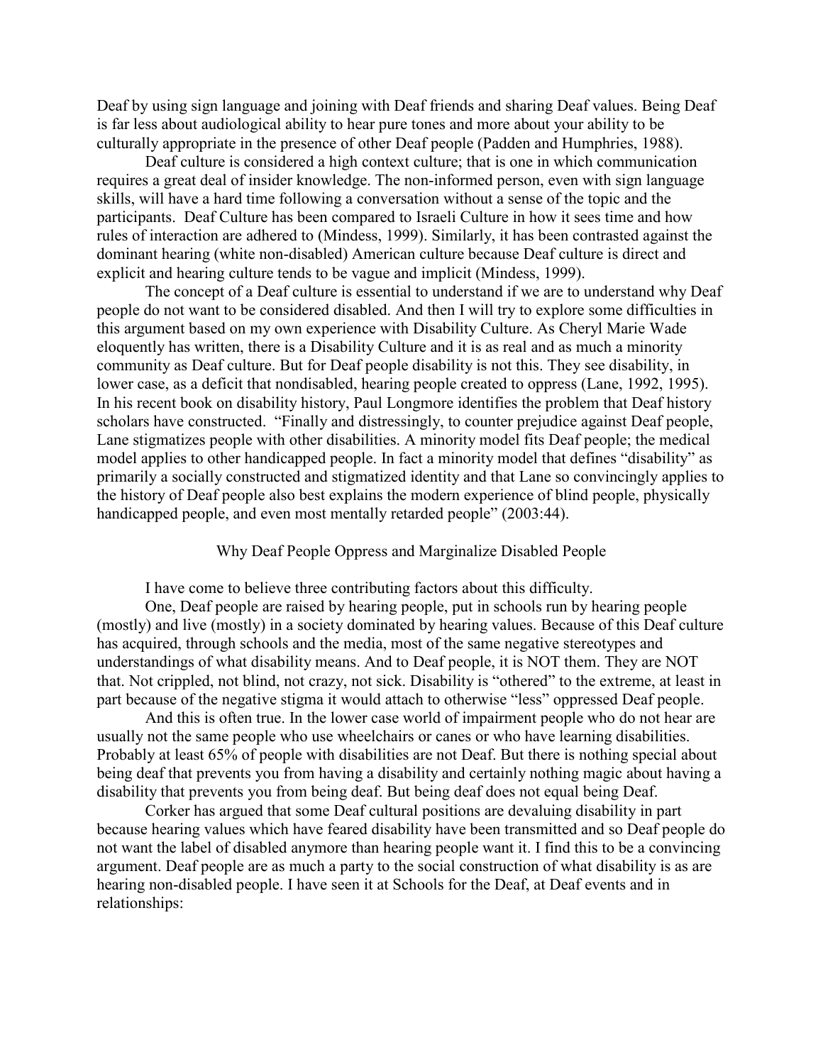Deaf by using sign language and joining with Deaf friends and sharing Deaf values. Being Deaf is far less about audiological ability to hear pure tones and more about your ability to be culturally appropriate in the presence of other Deaf people (Padden and Humphries, 1988).

Deaf culture is considered a high context culture; that is one in which communication requires a great deal of insider knowledge. The non-informed person, even with sign language skills, will have a hard time following a conversation without a sense of the topic and the participants. Deaf Culture has been compared to Israeli Culture in how it sees time and how rules of interaction are adhered to (Mindess, 1999). Similarly, it has been contrasted against the dominant hearing (white non-disabled) American culture because Deaf culture is direct and explicit and hearing culture tends to be vague and implicit (Mindess, 1999).

The concept of a Deaf culture is essential to understand if we are to understand why Deaf people do not want to be considered disabled. And then I will try to explore some difficulties in this argument based on my own experience with Disability Culture. As Cheryl Marie Wade eloquently has written, there is a Disability Culture and it is as real and as much a minority community as Deaf culture. But for Deaf people disability is not this. They see disability, in lower case, as a deficit that nondisabled, hearing people created to oppress (Lane, 1992, 1995). In his recent book on disability history, Paul Longmore identifies the problem that Deaf history scholars have constructed. "Finally and distressingly, to counter prejudice against Deaf people, Lane stigmatizes people with other disabilities. A minority model fits Deaf people; the medical model applies to other handicapped people. In fact a minority model that defines "disability" as primarily a socially constructed and stigmatized identity and that Lane so convincingly applies to the history of Deaf people also best explains the modern experience of blind people, physically handicapped people, and even most mentally retarded people" (2003:44).

## Why Deaf People Oppress and Marginalize Disabled People

I have come to believe three contributing factors about this difficulty.

One, Deaf people are raised by hearing people, put in schools run by hearing people (mostly) and live (mostly) in a society dominated by hearing values. Because of this Deaf culture has acquired, through schools and the media, most of the same negative stereotypes and understandings of what disability means. And to Deaf people, it is NOT them. They are NOT that. Not crippled, not blind, not crazy, not sick. Disability is "othered" to the extreme, at least in part because of the negative stigma it would attach to otherwise "less" oppressed Deaf people.

And this is often true. In the lower case world of impairment people who do not hear are usually not the same people who use wheelchairs or canes or who have learning disabilities. Probably at least 65% of people with disabilities are not Deaf. But there is nothing special about being deaf that prevents you from having a disability and certainly nothing magic about having a disability that prevents you from being deaf. But being deaf does not equal being Deaf.

Corker has argued that some Deaf cultural positions are devaluing disability in part because hearing values which have feared disability have been transmitted and so Deaf people do not want the label of disabled anymore than hearing people want it. I find this to be a convincing argument. Deaf people are as much a party to the social construction of what disability is as are hearing non-disabled people. I have seen it at Schools for the Deaf, at Deaf events and in relationships: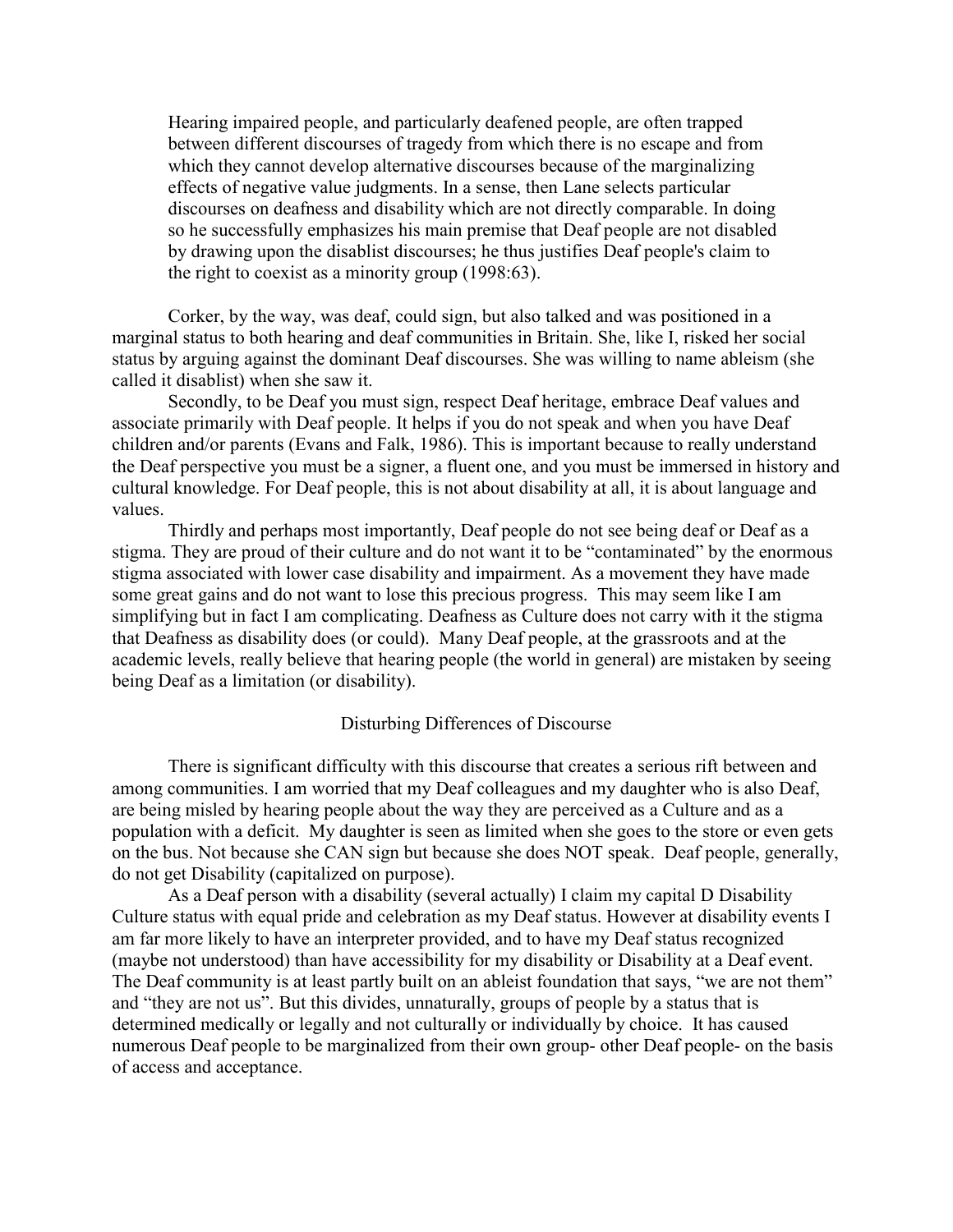> Hearing impaired people, and particularly deafened people, are often trapped between different discourses of tragedy from which there is no escape and from which they cannot develop alternative discourses because of the marginalizing effects of negative value judgments. In a sense, then Lane selects particular discourses on deafness and disability which are not directly comparable. In doing so he successfully emphasizes his main premise that Deaf people are not disabled by drawing upon the disablist discourses; he thus justifies Deaf people's claim to the right to coexist as a minority group (1998:63).

Corker, by the way, was deaf, could sign, but also talked and was positioned in a marginal status to both hearing and deaf communities in Britain. She, like I, risked her social status by arguing against the dominant Deaf discourses. She was willing to name ableism (she called it disablist) when she saw it.

Secondly, to be Deaf you must sign, respect Deaf heritage, embrace Deaf values and associate primarily with Deaf people. It helps if you do not speak and when you have Deaf children and/or parents (Evans and Falk, 1986). This is important because to really understand the Deaf perspective you must be a signer, a fluent one, and you must be immersed in history and cultural knowledge. For Deaf people, this is not about disability at all, it is about language and values.

Thirdly and perhaps most importantly, Deaf people do not see being deaf or Deaf as a stigma. They are proud of their culture and do not want it to be "contaminated" by the enormous stigma associated with lower case disability and impairment. As a movement they have made some great gains and do not want to lose this precious progress. This may seem like I am simplifying but in fact I am complicating. Deafness as Culture does not carry with it the stigma that Deafness as disability does (or could). Many Deaf people, at the grassroots and at the academic levels, really believe that hearing people (the world in general) are mistaken by seeing being Deaf as a limitation (or disability).

## Disturbing Differences of Discourse

There is significant difficulty with this discourse that creates a serious rift between and among communities. I am worried that my Deaf colleagues and my daughter who is also Deaf, are being misled by hearing people about the way they are perceived as a Culture and as a population with a deficit. My daughter is seen as limited when she goes to the store or even gets on the bus. Not because she CAN sign but because she does NOT speak. Deaf people, generally, do not get Disability (capitalized on purpose).

As a Deaf person with a disability (several actually) I claim my capital D Disability Culture status with equal pride and celebration as my Deaf status. However at disability events I am far more likely to have an interpreter provided, and to have my Deaf status recognized (maybe not understood) than have accessibility for my disability or Disability at a Deaf event. The Deaf community is at least partly built on an ableist foundation that says, "we are not them" and "they are not us". But this divides, unnaturally, groups of people by a status that is determined medically or legally and not culturally or individually by choice. It has caused numerous Deaf people to be marginalized from their own group- other Deaf people- on the basis of access and acceptance.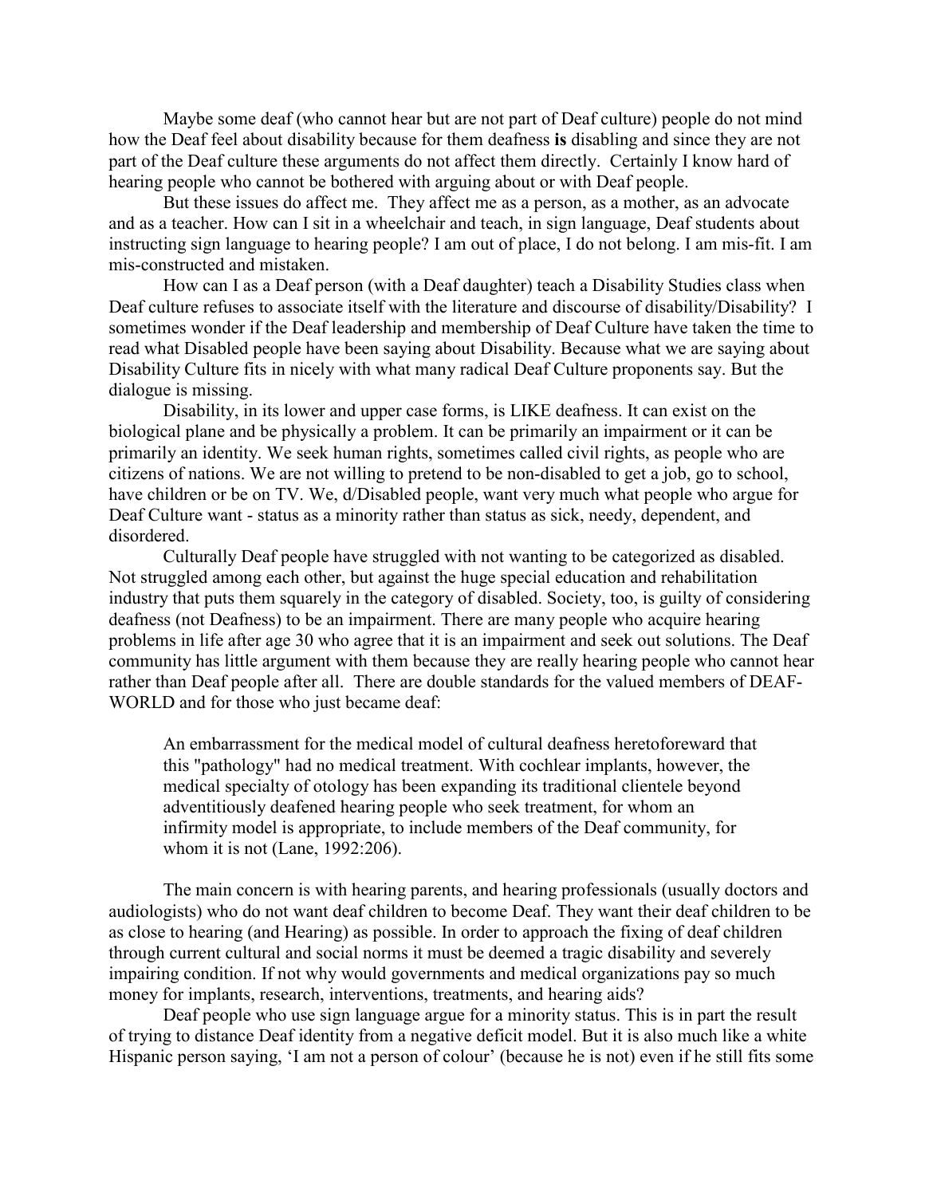Maybe some deaf (who cannot hear but are not part of Deaf culture) people do not mind how the Deaf feel about disability because for them deafness **is** disabling and since they are not part of the Deaf culture these arguments do not affect them directly. Certainly I know hard of hearing people who cannot be bothered with arguing about or with Deaf people.

But these issues do affect me. They affect me as a person, as a mother, as an advocate and as a teacher. How can I sit in a wheelchair and teach, in sign language, Deaf students about instructing sign language to hearing people? I am out of place, I do not belong. I am mis-fit. I am mis-constructed and mistaken.

How can I as a Deaf person (with a Deaf daughter) teach a Disability Studies class when Deaf culture refuses to associate itself with the literature and discourse of disability/Disability? I sometimes wonder if the Deaf leadership and membership of Deaf Culture have taken the time to read what Disabled people have been saying about Disability. Because what we are saying about Disability Culture fits in nicely with what many radical Deaf Culture proponents say. But the dialogue is missing.

Disability, in its lower and upper case forms, is LIKE deafness. It can exist on the biological plane and be physically a problem. It can be primarily an impairment or it can be primarily an identity. We seek human rights, sometimes called civil rights, as people who are citizens of nations. We are not willing to pretend to be non-disabled to get a job, go to school, have children or be on TV. We, d/Disabled people, want very much what people who argue for Deaf Culture want - status as a minority rather than status as sick, needy, dependent, and disordered.

Culturally Deaf people have struggled with not wanting to be categorized as disabled. Not struggled among each other, but against the huge special education and rehabilitation industry that puts them squarely in the category of disabled. Society, too, is guilty of considering deafness (not Deafness) to be an impairment. There are many people who acquire hearing problems in life after age 30 who agree that it is an impairment and seek out solutions. The Deaf community has little argument with them because they are really hearing people who cannot hear rather than Deaf people after all. There are double standards for the valued members of DEAF-WORLD and for those who just became deaf:

> An embarrassment for the medical model of cultural deafness heretoforeward that this "pathology" had no medical treatment. With cochlear implants, however, the medical specialty of otology has been expanding its traditional clientele beyond adventitiously deafened hearing people who seek treatment, for whom an infirmity model is appropriate, to include members of the Deaf community, for whom it is not (Lane, 1992:206).

The main concern is with hearing parents, and hearing professionals (usually doctors and audiologists) who do not want deaf children to become Deaf. They want their deaf children to be as close to hearing (and Hearing) as possible. In order to approach the fixing of deaf children through current cultural and social norms it must be deemed a tragic disability and severely impairing condition. If not why would governments and medical organizations pay so much money for implants, research, interventions, treatments, and hearing aids?

Deaf people who use sign language argue for a minority status. This is in part the result of trying to distance Deaf identity from a negative deficit model. But it is also much like a white Hispanic person saying, 'I am not a person of colour' (because he is not) even if he still fits some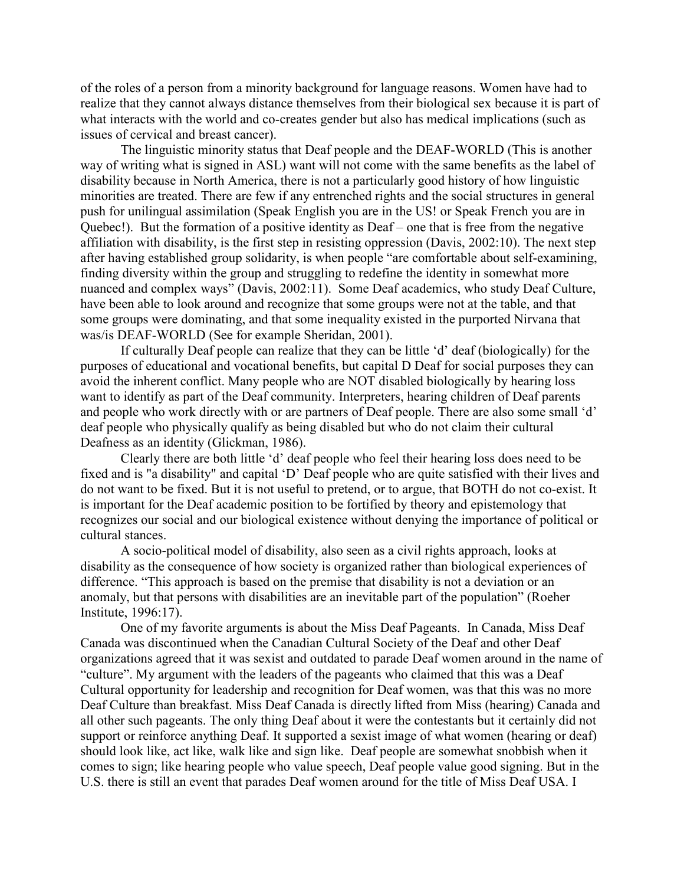of the roles of a person from a minority background for language reasons. Women have had to realize that they cannot always distance themselves from their biological sex because it is part of what interacts with the world and co-creates gender but also has medical implications (such as issues of cervical and breast cancer).

The linguistic minority status that Deaf people and the DEAF-WORLD (This is another way of writing what is signed in ASL) want will not come with the same benefits as the label of disability because in North America, there is not a particularly good history of how linguistic minorities are treated. There are few if any entrenched rights and the social structures in general push for unilingual assimilation (Speak English you are in the US! or Speak French you are in Quebec!). But the formation of a positive identity as Deaf – one that is free from the negative affiliation with disability, is the first step in resisting oppression (Davis, 2002:10). The next step after having established group solidarity, is when people "are comfortable about self-examining, finding diversity within the group and struggling to redefine the identity in somewhat more nuanced and complex ways" (Davis, 2002:11). Some Deaf academics, who study Deaf Culture, have been able to look around and recognize that some groups were not at the table, and that some groups were dominating, and that some inequality existed in the purported Nirvana that was/is DEAF-WORLD (See for example Sheridan, 2001).

If culturally Deaf people can realize that they can be little 'd' deaf (biologically) for the purposes of educational and vocational benefits, but capital D Deaf for social purposes they can avoid the inherent conflict. Many people who are NOT disabled biologically by hearing loss want to identify as part of the Deaf community. Interpreters, hearing children of Deaf parents and people who work directly with or are partners of Deaf people. There are also some small 'd' deaf people who physically qualify as being disabled but who do not claim their cultural Deafness as an identity (Glickman, 1986).

Clearly there are both little 'd' deaf people who feel their hearing loss does need to be fixed and is "a disability" and capital 'D' Deaf people who are quite satisfied with their lives and do not want to be fixed. But it is not useful to pretend, or to argue, that BOTH do not co-exist. It is important for the Deaf academic position to be fortified by theory and epistemology that recognizes our social and our biological existence without denying the importance of political or cultural stances.

A socio-political model of disability, also seen as a civil rights approach, looks at disability as the consequence of how society is organized rather than biological experiences of difference. "This approach is based on the premise that disability is not a deviation or an anomaly, but that persons with disabilities are an inevitable part of the population" (Roeher Institute, 1996:17).

One of my favorite arguments is about the Miss Deaf Pageants. In Canada, Miss Deaf Canada was discontinued when the Canadian Cultural Society of the Deaf and other Deaf organizations agreed that it was sexist and outdated to parade Deaf women around in the name of "culture". My argument with the leaders of the pageants who claimed that this was a Deaf Cultural opportunity for leadership and recognition for Deaf women, was that this was no more Deaf Culture than breakfast. Miss Deaf Canada is directly lifted from Miss (hearing) Canada and all other such pageants. The only thing Deaf about it were the contestants but it certainly did not support or reinforce anything Deaf. It supported a sexist image of what women (hearing or deaf) should look like, act like, walk like and sign like. Deaf people are somewhat snobbish when it comes to sign; like hearing people who value speech, Deaf people value good signing. But in the U.S. there is still an event that parades Deaf women around for the title of Miss Deaf USA. I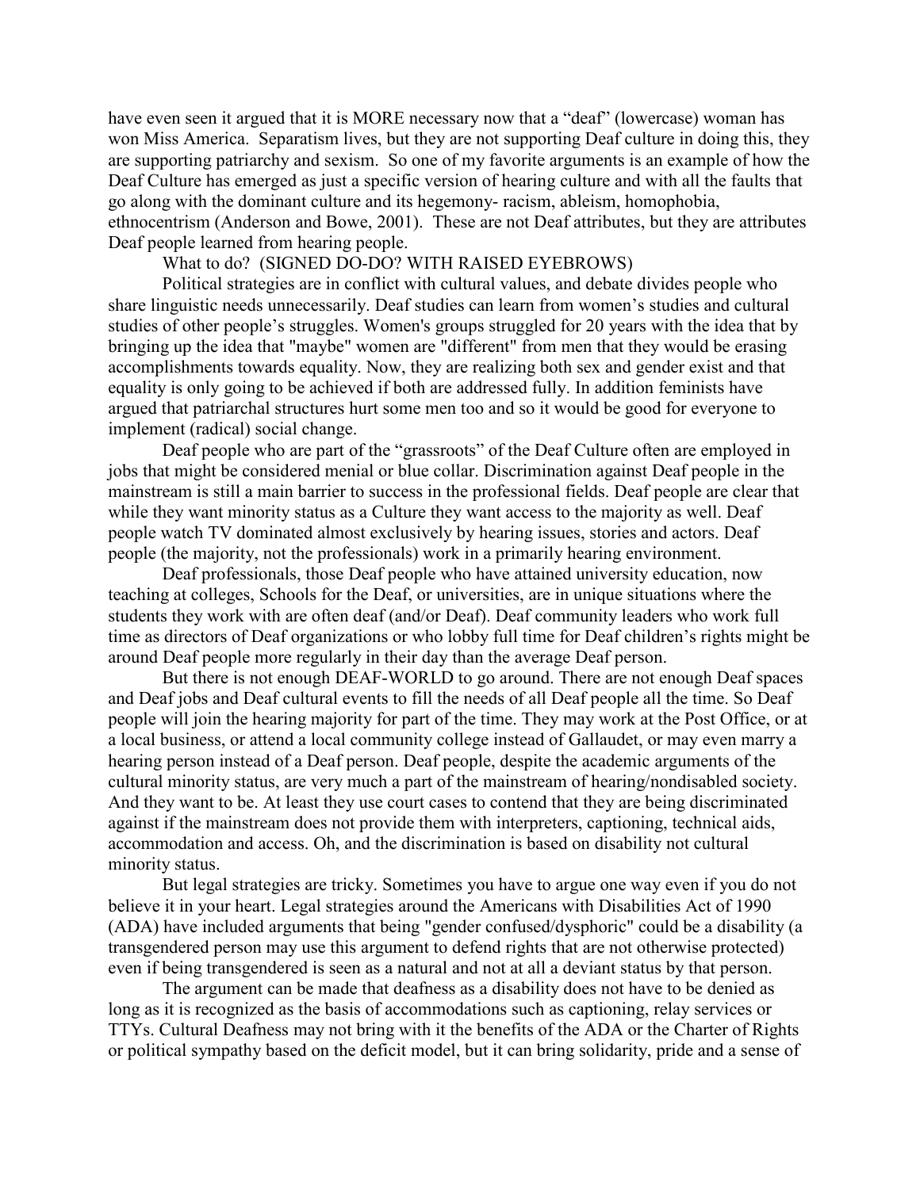have even seen it argued that it is MORE necessary now that a "deaf" (lowercase) woman has won Miss America. Separatism lives, but they are not supporting Deaf culture in doing this, they are supporting patriarchy and sexism. So one of my favorite arguments is an example of how the Deaf Culture has emerged as just a specific version of hearing culture and with all the faults that go along with the dominant culture and its hegemony- racism, ableism, homophobia, ethnocentrism (Anderson and Bowe, 2001). These are not Deaf attributes, but they are attributes Deaf people learned from hearing people.

What to do? (SIGNED DO-DO? WITH RAISED EYEBROWS)

Political strategies are in conflict with cultural values, and debate divides people who share linguistic needs unnecessarily. Deaf studies can learn from women's studies and cultural studies of other people's struggles. Women's groups struggled for 20 years with the idea that by bringing up the idea that "maybe" women are "different" from men that they would be erasing accomplishments towards equality. Now, they are realizing both sex and gender exist and that equality is only going to be achieved if both are addressed fully. In addition feminists have argued that patriarchal structures hurt some men too and so it would be good for everyone to implement (radical) social change.

Deaf people who are part of the "grassroots" of the Deaf Culture often are employed in jobs that might be considered menial or blue collar. Discrimination against Deaf people in the mainstream is still a main barrier to success in the professional fields. Deaf people are clear that while they want minority status as a Culture they want access to the majority as well. Deaf people watch TV dominated almost exclusively by hearing issues, stories and actors. Deaf people (the majority, not the professionals) work in a primarily hearing environment.

Deaf professionals, those Deaf people who have attained university education, now teaching at colleges, Schools for the Deaf, or universities, are in unique situations where the students they work with are often deaf (and/or Deaf). Deaf community leaders who work full time as directors of Deaf organizations or who lobby full time for Deaf children's rights might be around Deaf people more regularly in their day than the average Deaf person.

But there is not enough DEAF-WORLD to go around. There are not enough Deaf spaces and Deaf jobs and Deaf cultural events to fill the needs of all Deaf people all the time. So Deaf people will join the hearing majority for part of the time. They may work at the Post Office, or at a local business, or attend a local community college instead of Gallaudet, or may even marry a hearing person instead of a Deaf person. Deaf people, despite the academic arguments of the cultural minority status, are very much a part of the mainstream of hearing/nondisabled society. And they want to be. At least they use court cases to contend that they are being discriminated against if the mainstream does not provide them with interpreters, captioning, technical aids, accommodation and access. Oh, and the discrimination is based on disability not cultural minority status.

But legal strategies are tricky. Sometimes you have to argue one way even if you do not believe it in your heart. Legal strategies around the Americans with Disabilities Act of 1990 (ADA) have included arguments that being "gender confused/dysphoric" could be a disability (a transgendered person may use this argument to defend rights that are not otherwise protected) even if being transgendered is seen as a natural and not at all a deviant status by that person.

The argument can be made that deafness as a disability does not have to be denied as long as it is recognized as the basis of accommodations such as captioning, relay services or TTYs. Cultural Deafness may not bring with it the benefits of the ADA or the Charter of Rights or political sympathy based on the deficit model, but it can bring solidarity, pride and a sense of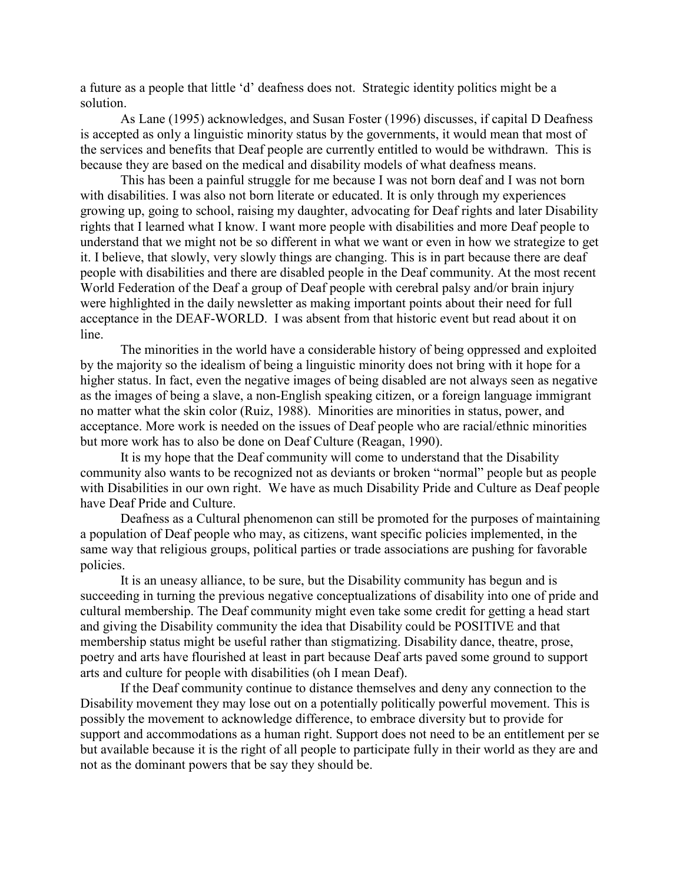a future as a people that little 'd' deafness does not. Strategic identity politics might be a solution.

As Lane (1995) acknowledges, and Susan Foster (1996) discusses, if capital D Deafness is accepted as only a linguistic minority status by the governments, it would mean that most of the services and benefits that Deaf people are currently entitled to would be withdrawn. This is because they are based on the medical and disability models of what deafness means.

This has been a painful struggle for me because I was not born deaf and I was not born with disabilities. I was also not born literate or educated. It is only through my experiences growing up, going to school, raising my daughter, advocating for Deaf rights and later Disability rights that I learned what I know. I want more people with disabilities and more Deaf people to understand that we might not be so different in what we want or even in how we strategize to get it. I believe, that slowly, very slowly things are changing. This is in part because there are deaf people with disabilities and there are disabled people in the Deaf community. At the most recent World Federation of the Deaf a group of Deaf people with cerebral palsy and/or brain injury were highlighted in the daily newsletter as making important points about their need for full acceptance in the DEAF-WORLD. I was absent from that historic event but read about it on line.

The minorities in the world have a considerable history of being oppressed and exploited by the majority so the idealism of being a linguistic minority does not bring with it hope for a higher status. In fact, even the negative images of being disabled are not always seen as negative as the images of being a slave, a non-English speaking citizen, or a foreign language immigrant no matter what the skin color (Ruiz, 1988). Minorities are minorities in status, power, and acceptance. More work is needed on the issues of Deaf people who are racial/ethnic minorities but more work has to also be done on Deaf Culture (Reagan, 1990).

It is my hope that the Deaf community will come to understand that the Disability community also wants to be recognized not as deviants or broken "normal" people but as people with Disabilities in our own right. We have as much Disability Pride and Culture as Deaf people have Deaf Pride and Culture.

Deafness as a Cultural phenomenon can still be promoted for the purposes of maintaining a population of Deaf people who may, as citizens, want specific policies implemented, in the same way that religious groups, political parties or trade associations are pushing for favorable policies.

It is an uneasy alliance, to be sure, but the Disability community has begun and is succeeding in turning the previous negative conceptualizations of disability into one of pride and cultural membership. The Deaf community might even take some credit for getting a head start and giving the Disability community the idea that Disability could be POSITIVE and that membership status might be useful rather than stigmatizing. Disability dance, theatre, prose, poetry and arts have flourished at least in part because Deaf arts paved some ground to support arts and culture for people with disabilities (oh I mean Deaf).

If the Deaf community continue to distance themselves and deny any connection to the Disability movement they may lose out on a potentially politically powerful movement. This is possibly the movement to acknowledge difference, to embrace diversity but to provide for support and accommodations as a human right. Support does not need to be an entitlement per se but available because it is the right of all people to participate fully in their world as they are and not as the dominant powers that be say they should be.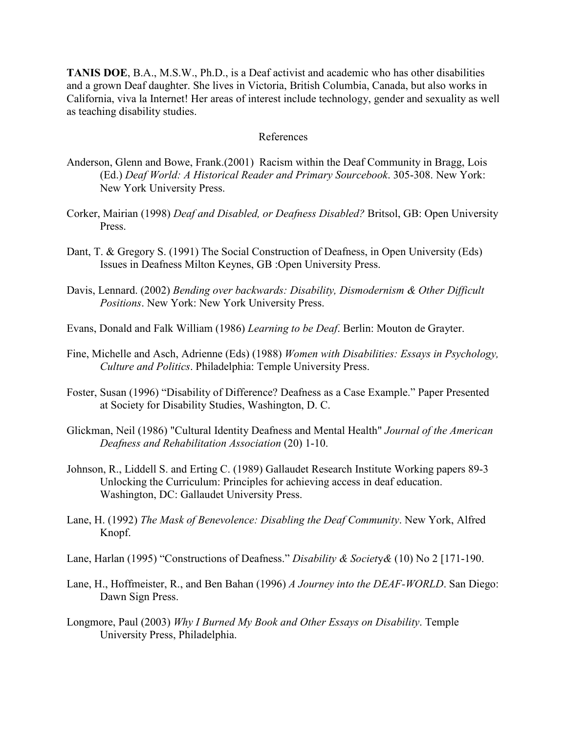**TANIS DOE**, B.A., M.S.W., Ph.D., is a Deaf activist and academic who has other disabilities and a grown Deaf daughter. She lives in Victoria, British Columbia, Canada, but also works in California, viva la Internet! Her areas of interest include technology, gender and sexuality as well as teaching disability studies.

## References

Anderson, Glenn and Bowe, Frank.(2001) Racism within the Deaf Community in Bragg, Lois (Ed.) *Deaf World: A Historical Reader and Primary Sourcebook*. 305-308. New York: New York University Press.

Corker, Mairian (1998) *Deaf and Disabled, or Deafness Disabled?* Britsol, GB: Open University Press.

Dant, T. & Gregory S. (1991) The Social Construction of Deafness, in Open University (Eds) Issues in Deafness Milton Keynes, GB :Open University Press.

Davis, Lennard. (2002) *Bending over backwards: Disability, Dismodernism & Other Difficult Positions*. New York: New York University Press.

Evans, Donald and Falk William (1986) *Learning to be Deaf*. Berlin: Mouton de Grayter.

Fine, Michelle and Asch, Adrienne (Eds) (1988) *Women with Disabilities: Essays in Psychology, Culture and Politics*. Philadelphia: Temple University Press.

Foster, Susan (1996) "Disability of Difference? Deafness as a Case Example." Paper Presented at Society for Disability Studies, Washington, D. C.

Glickman, Neil (1986) "Cultural Identity Deafness and Mental Health" *Journal of the American Deafness and Rehabilitation Association* (20) 1-10.

Johnson, R., Liddell S. and Erting C. (1989) Gallaudet Research Institute Working papers 89-3 Unlocking the Curriculum: Principles for achieving access in deaf education. Washington, DC: Gallaudet University Press.

Lane, H. (1992) *The Mask of Benevolence: Disabling the Deaf Community*. New York, Alfred Knopf.

Lane, Harlan (1995) "Constructions of Deafness." *Disability & Society&* (10) No 2 [171-190.

Lane, H., Hoffmeister, R., and Ben Bahan (1996) *A Journey into the DEAF-WORLD*. San Diego: Dawn Sign Press.

Longmore, Paul (2003) *Why I Burned My Book and Other Essays on Disability*. Temple University Press, Philadelphia.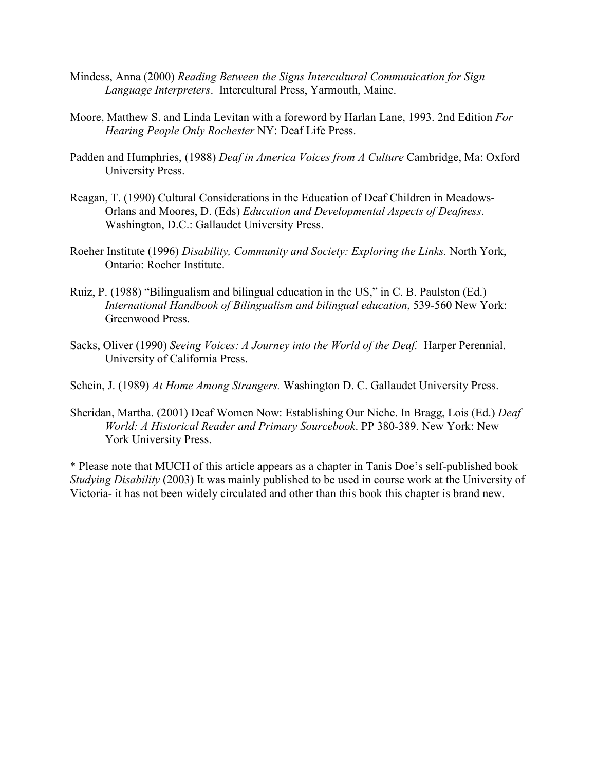Mindess, Anna (2000) *Reading Between the Signs Intercultural Communication for Sign Language Interpreters*. Intercultural Press, Yarmouth, Maine.

Moore, Matthew S. and Linda Levitan with a foreword by Harlan Lane, 1993. 2nd Edition *For Hearing People Only Rochester* NY: Deaf Life Press.

Padden and Humphries, (1988) *Deaf in America Voices from A Culture* Cambridge, Ma: Oxford University Press.

Reagan, T. (1990) Cultural Considerations in the Education of Deaf Children in Meadows-Orlans and Moores, D. (Eds) *Education and Developmental Aspects of Deafness*. Washington, D.C.: Gallaudet University Press.

Roeher Institute (1996) *Disability, Community and Society: Exploring the Links.* North York, Ontario: Roeher Institute.

Ruiz, P. (1988) "Bilingualism and bilingual education in the US," in C. B. Paulston (Ed.) *International Handbook of Bilingualism and bilingual education*, 539-560 New York: Greenwood Press.

Sacks, Oliver (1990) *Seeing Voices: A Journey into the World of the Deaf.* Harper Perennial. University of California Press.

Schein, J. (1989) *At Home Among Strangers.* Washington D. C. Gallaudet University Press.

Sheridan, Martha. (2001) Deaf Women Now: Establishing Our Niche. In Bragg, Lois (Ed.) *Deaf World: A Historical Reader and Primary Sourcebook*. PP 380-389. New York: New York University Press.

* Please note that MUCH of this article appears as a chapter in Tanis Doe's self-published book *Studying Disability* (2003) It was mainly published to be used in course work at the University of Victoria- it has not been widely circulated and other than this book this chapter is brand new.